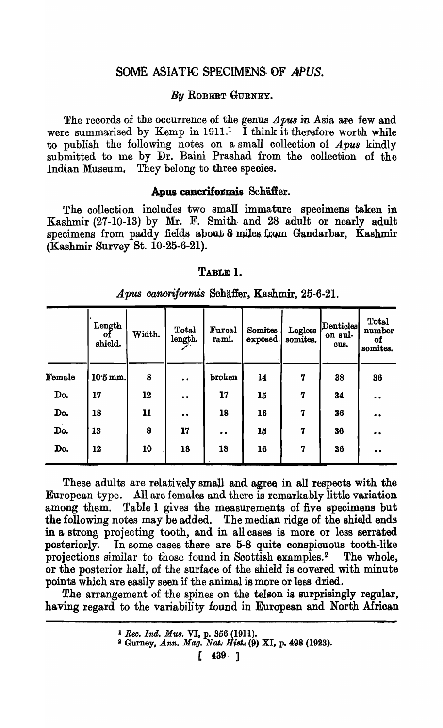# SOME ASIATIC SPECIMENS OF *APUS*.

*By* ROBERT GURNEY.

The records of the occurrence of the genus *Apus* in Asia are few and were summarised by Kemp in 1911.[1] I think it therefore worth while to publish the following notes on a small collection of *Apus* kindly submitted to me by Dr. Baini Prashad from the collection of the Indian Museum. They belong to three species.

### **Apus cancriformis** Schäffer.

The collection includes two small immature specimens taken in Kashmir (27-10-13) by Mr. F. Smith and 28 adult or nearly adult specimens from paddy fields about 8 miles from Gandarbar, Kashmir (Kashmir Survey St. 10-25-6-21).

TABLE 1.

*Apus cancriformis* Schäffer, Kashmir, 25-6-21.

| | Length of shield. | Width. | Total length. | Furcal rami. | Somites exposed. | Legless somites. | Denticles on sulcus. | Total number of somites. |
|---|---|---|---|---|---|---|---|---|
| Female | 10·5 mm. | 8 | .. | broken | 14 | 7 | 38 | 36 |
| Do. | 17 | 12 | .. | 17 | 15 | 7 | 34 | .. |
| Do. | 18 | 11 | .. | 18 | 16 | 7 | 36 | .. |
| Do. | 13 | 8 | 17 | .. | 15 | 7 | 36 | .. |
| Do. | 12 | 10 | 18 | 18 | 16 | 7 | 36 | .. |

These adults are relatively small and agree in all respects with the European type. All are females and there is remarkably little variation among them. Table 1 gives the measurements of five specimens but the following notes may be added. The median ridge of the shield ends in a strong projecting tooth, and in all cases is more or less serrated posteriorly. In some cases there are 5-8 quite conspicuous tooth-like projections similar to those found in Scottish examples.[2] The whole, or the posterior half, of the surface of the shield is covered with minute points which are easily seen if the animal is more or less dried.

The arrangement of the spines on the telson is surprisingly regular, having regard to the variability found in European and North African

[1] *Rec. Ind. Mus.* VI, p. 356 (1911).

[2] Gurney, *Ann. Mag. Nat. Hist.* (9) XI, p. 498 (1923).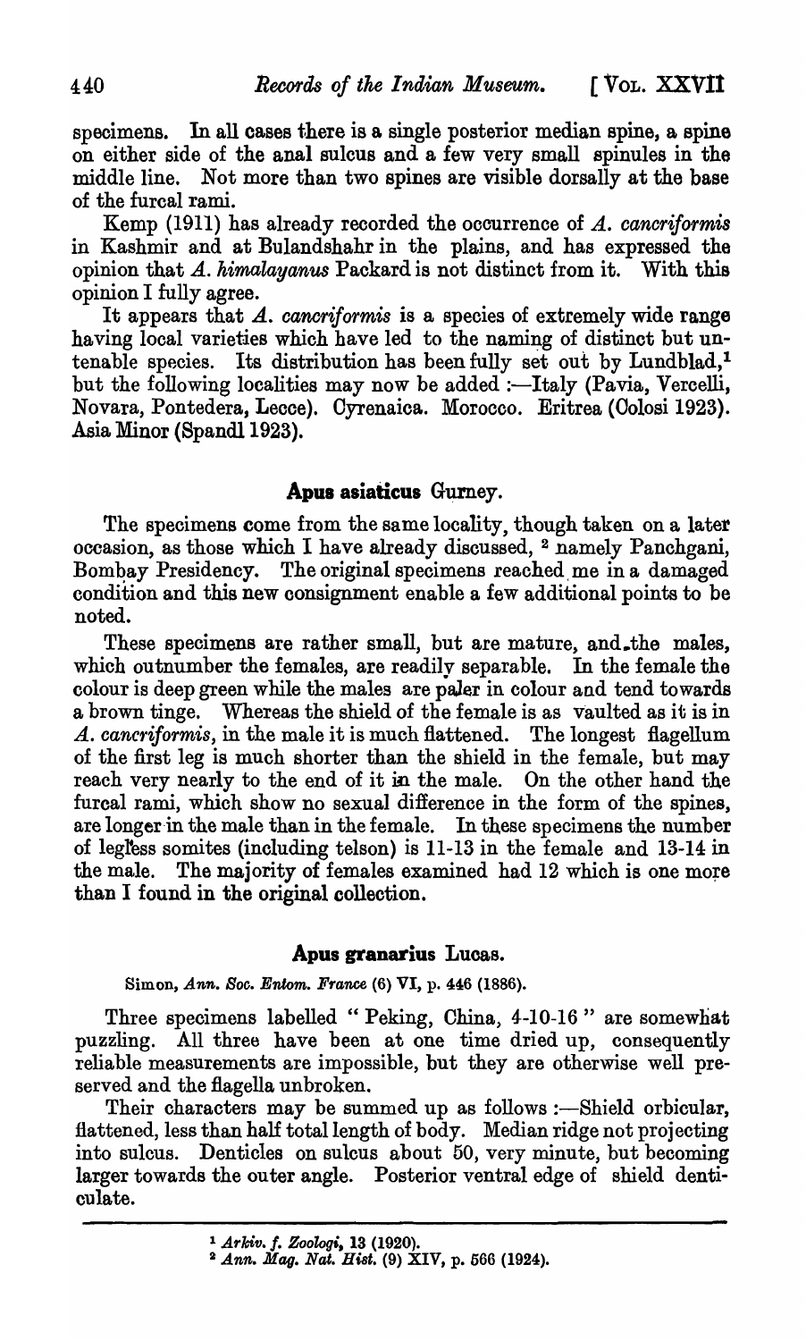specimens. In all cases there is a single posterior median spine, a spine on either side of the anal sulcus and a few very small spinules in the middle line. Not more than two spines are visible dorsally at the base of the furcal rami.

Kemp (1911) has already recorded the occurrence of *A. cancriformis* in Kashmir and at Bulandshahr in the plains, and has expressed the opinion that *A. himalayanus* Packard is not distinct from it. With this opinion I fully agree.

It appears that *A. cancriformis* is a species of extremely wide range having local varieties which have led to the naming of distinct but untenable species. Its distribution has been fully set out by Lundblad,[1] but the following localities may now be added :—Italy (Pavia, Vercelli, Novara, Pontedera, Lecce). Cyrenaica. Morocco. Eritrea (Colosi 1923). Asia Minor (Spandl 1923).

## Apus asiaticus Gurney.

The specimens come from the same locality, though taken on a later occasion, as those which I have already discussed, [2] namely Panchgani, Bombay Presidency. The original specimens reached me in a damaged condition and this new consignment enable a few additional points to be noted.

These specimens are rather small, but are mature, and the males, which outnumber the females, are readily separable. In the female the colour is deep green while the males are paler in colour and tend towards a brown tinge. Whereas the shield of the female is as vaulted as it is in *A. cancriformis*, in the male it is much flattened. The longest flagellum of the first leg is much shorter than the shield in the female, but may reach very nearly to the end of it in the male. On the other hand the furcal rami, which show no sexual difference in the form of the spines, are longer in the male than in the female. In these specimens the number of legless somites (including telson) is 11-13 in the female and 13-14 in the male. The majority of females examined had 12 which is one more than I found in the original collection.

## Apus granarius Lucas.

Simon, *Ann. Soc. Entom. France* (6) VI, p. 446 (1886).

Three specimens labelled " Peking, China, 4-10-16 " are somewhat puzzling. All three have been at one time dried up, consequently reliable measurements are impossible, but they are otherwise well preserved and the flagella unbroken.

Their characters may be summed up as follows :—Shield orbicular, flattened, less than half total length of body. Median ridge not projecting into sulcus. Denticles on sulcus about 50, very minute, but becoming larger towards the outer angle. Posterior ventral edge of shield denticulate.

---

[1] *Arkiv. f. Zoologi*, 13 (1920).

[2] *Ann. Mag. Nat. Hist.* (9) XIV, p. 566 (1924).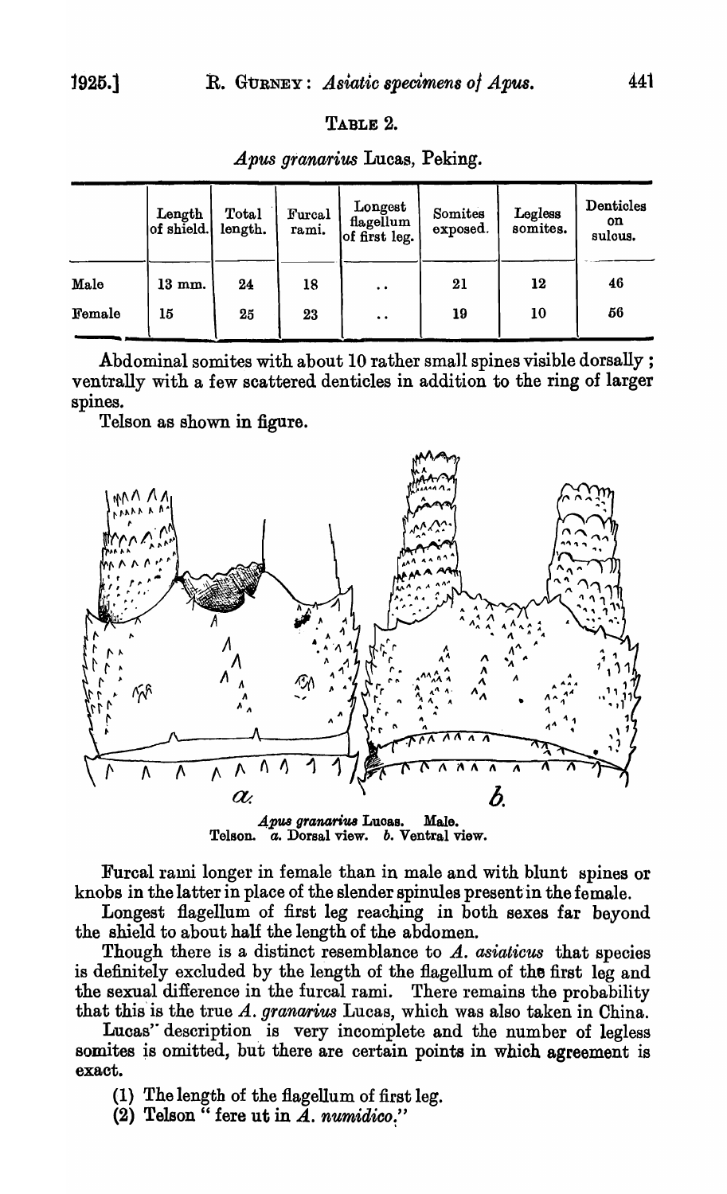TABLE 2.

*Apus granarius* Lucas, Peking.

| | Length of shield. | Total length. | Furcal rami. | Longest flagellum of first leg. | Somites exposed. | Legless somites. | Denticles on sulcus. |
|---|---|---|---|---|---|---|---|
| Male | 13 mm. | 24 | 18 | .. | 21 | 12 | 46 |
| Female | 15 | 25 | 23 | .. | 19 | 10 | 56 |

Abdominal somites with about 10 rather small spines visible dorsally; ventrally with a few scattered denticles in addition to the ring of larger spines.

Telson as shown in figure.

*Apus granarius* Lucas. Male.
Telson. *a*. Dorsal view. *b*. Ventral view.

Furcal rami longer in female than in male and with blunt spines or knobs in the latter in place of the slender spinules present in the female.

Longest flagellum of first leg reaching in both sexes far beyond the shield to about half the length of the abdomen.

Though there is a distinct resemblance to *A. asiaticus* that species is definitely excluded by the length of the flagellum of the first leg and the sexual difference in the furcal rami. There remains the probability that this is the true *A. granarius* Lucas, which was also taken in China.

Lucas' description is very incomplete and the number of legless somites is omitted, but there are certain points in which agreement is exact.

(1) The length of the flagellum of first leg.

(2) Telson "fere ut in *A. numidico*."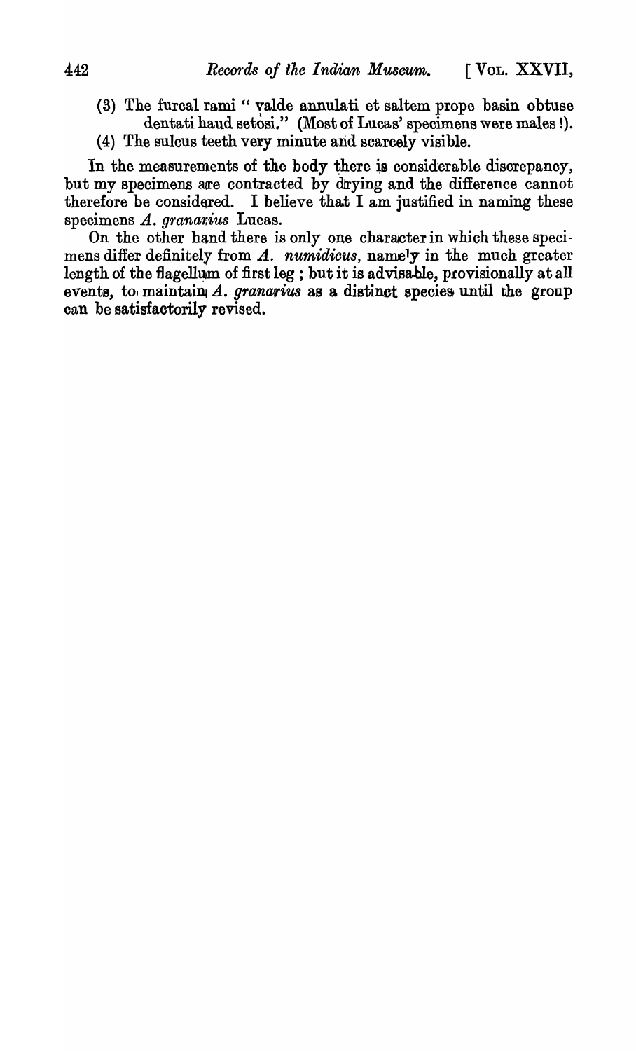(3) The furcal rami " valde annulati et saltem prope basin obtuse dentati haud setosi." (Most of Lucas' specimens were males !).

(4) The sulcus teeth very minute and scarcely visible.

In the measurements of the body there is considerable discrepancy, but my specimens are contracted by drying and the difference cannot therefore be considered. I believe that I am justified in naming these specimens *A. granarius* Lucas.

On the other hand there is only one character in which these specimens differ definitely from *A. numidicus*, namely in the much greater length of the flagellum of first leg ; but it is advisable, provisionally at all events, to maintain *A. granarius* as a distinct species until the group can be satisfactorily revised.